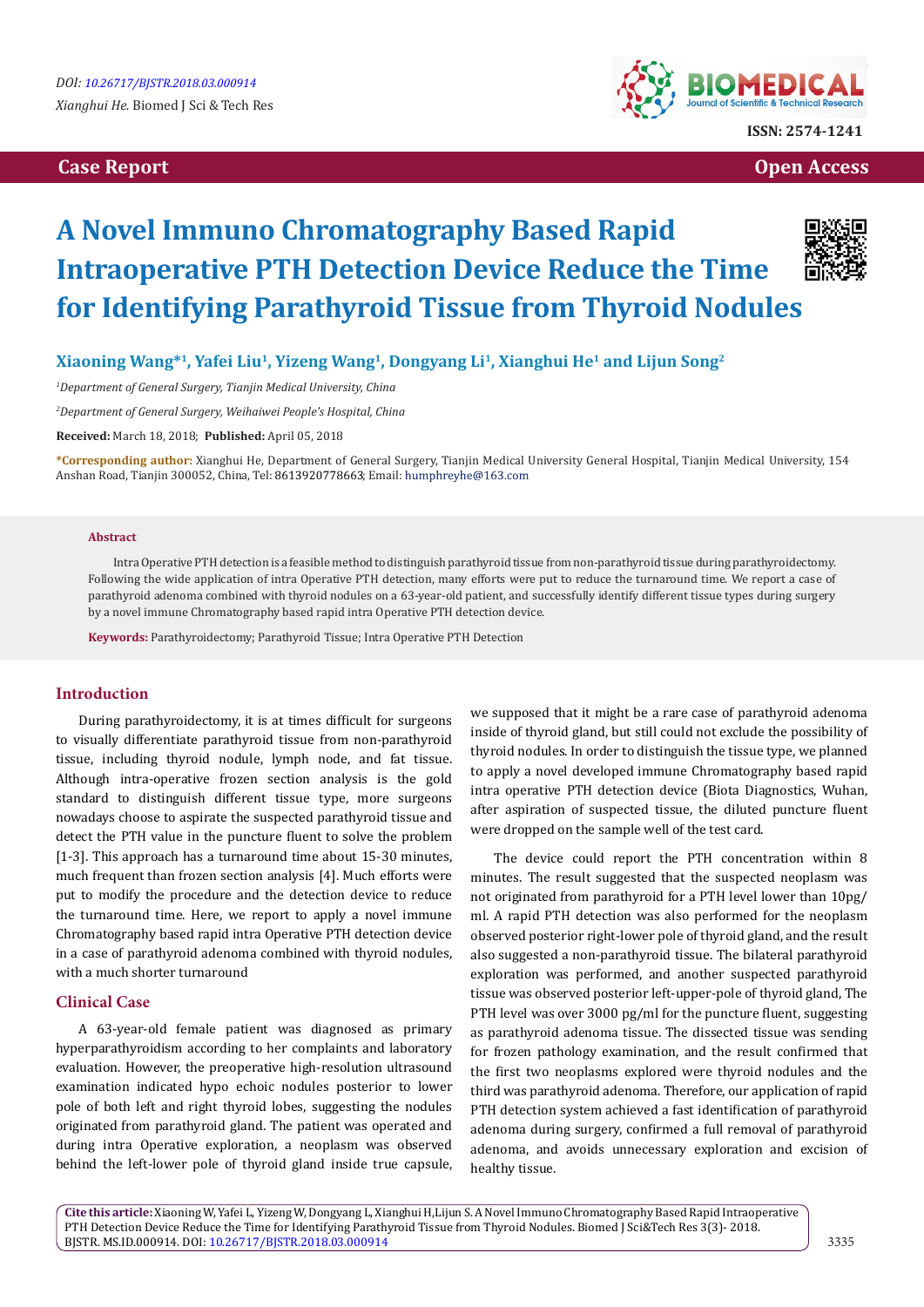DOI: 10.26717/BJSTR.2018.03.000914

*Xianghui He.* Biomed J Sci & Tech Res

ISSN: 2574-1241

**Case Report** **Open Access**

# A Novel Immuno Chromatography Based Rapid Intraoperative PTH Detection Device Reduce the Time for Identifying Parathyroid Tissue from Thyroid Nodules

**Xiaoning Wang*[1], Yafei Liu[1], Yizeng Wang[1], Dongyang Li[1], Xianghui He[1] and Lijun Song[2]**

[1]*Department of General Surgery, Tianjin Medical University, China*

[2]*Department of General Surgery, Weihaiwei People's Hospital, China*

**Received:** March 18, 2018; **Published:** April 05, 2018

***Corresponding author:** Xianghui He, Department of General Surgery, Tianjin Medical University General Hospital, Tianjin Medical University, 154 Anshan Road, Tianjin 300052, China, Tel: 8613920778663; Email: humphreyhe@163.com

## Abstract

Intra Operative PTH detection is a feasible method to distinguish parathyroid tissue from non-parathyroid tissue during parathyroidectomy. Following the wide application of intra Operative PTH detection, many efforts were put to reduce the turnaround time. We report a case of parathyroid adenoma combined with thyroid nodules on a 63-year-old patient, and successfully identify different tissue types during surgery by a novel immune Chromatography based rapid intra Operative PTH detection device.

**Keywords:** Parathyroidectomy; Parathyroid Tissue; Intra Operative PTH Detection

## Introduction

During parathyroidectomy, it is at times difficult for surgeons to visually differentiate parathyroid tissue from non-parathyroid tissue, including thyroid nodule, lymph node, and fat tissue. Although intra-operative frozen section analysis is the gold standard to distinguish different tissue type, more surgeons nowadays choose to aspirate the suspected parathyroid tissue and detect the PTH value in the puncture fluent to solve the problem [1-3]. This approach has a turnaround time about 15-30 minutes, much frequent than frozen section analysis [4]. Much efforts were put to modify the procedure and the detection device to reduce the turnaround time. Here, we report to apply a novel immune Chromatography based rapid intra Operative PTH detection device in a case of parathyroid adenoma combined with thyroid nodules, with a much shorter turnaround

## Clinical Case

A 63-year-old female patient was diagnosed as primary hyperparathyroidism according to her complaints and laboratory evaluation. However, the preoperative high-resolution ultrasound examination indicated hypo echoic nodules posterior to lower pole of both left and right thyroid lobes, suggesting the nodules originated from parathyroid gland. The patient was operated and during intra Operative exploration, a neoplasm was observed behind the left-lower pole of thyroid gland inside true capsule, we supposed that it might be a rare case of parathyroid adenoma inside of thyroid gland, but still could not exclude the possibility of thyroid nodules. In order to distinguish the tissue type, we planned to apply a novel developed immune Chromatography based rapid intra operative PTH detection device (Biota Diagnostics, Wuhan, after aspiration of suspected tissue, the diluted puncture fluent were dropped on the sample well of the test card.

The device could report the PTH concentration within 8 minutes. The result suggested that the suspected neoplasm was not originated from parathyroid for a PTH level lower than 10pg/ml. A rapid PTH detection was also performed for the neoplasm observed posterior right-lower pole of thyroid gland, and the result also suggested a non-parathyroid tissue. The bilateral parathyroid exploration was performed, and another suspected parathyroid tissue was observed posterior left-upper-pole of thyroid gland, The PTH level was over 3000 pg/ml for the puncture fluent, suggesting as parathyroid adenoma tissue. The dissected tissue was sending for frozen pathology examination, and the result confirmed that the first two neoplasms explored were thyroid nodules and the third was parathyroid adenoma. Therefore, our application of rapid PTH detection system achieved a fast identification of parathyroid adenoma during surgery, confirmed a full removal of parathyroid adenoma, and avoids unnecessary exploration and excision of healthy tissue.

**Cite this article:** Xiaoning W, Yafei L, Yizeng W, Dongyang L, Xianghui H,Lijun S. A Novel Immuno Chromatography Based Rapid Intraoperative PTH Detection Device Reduce the Time for Identifying Parathyroid Tissue from Thyroid Nodules. Biomed J Sci&Tech Res 3(3)- 2018. BJSTR. MS.ID.000914. DOI: 10.26717/BJSTR.2018.03.000914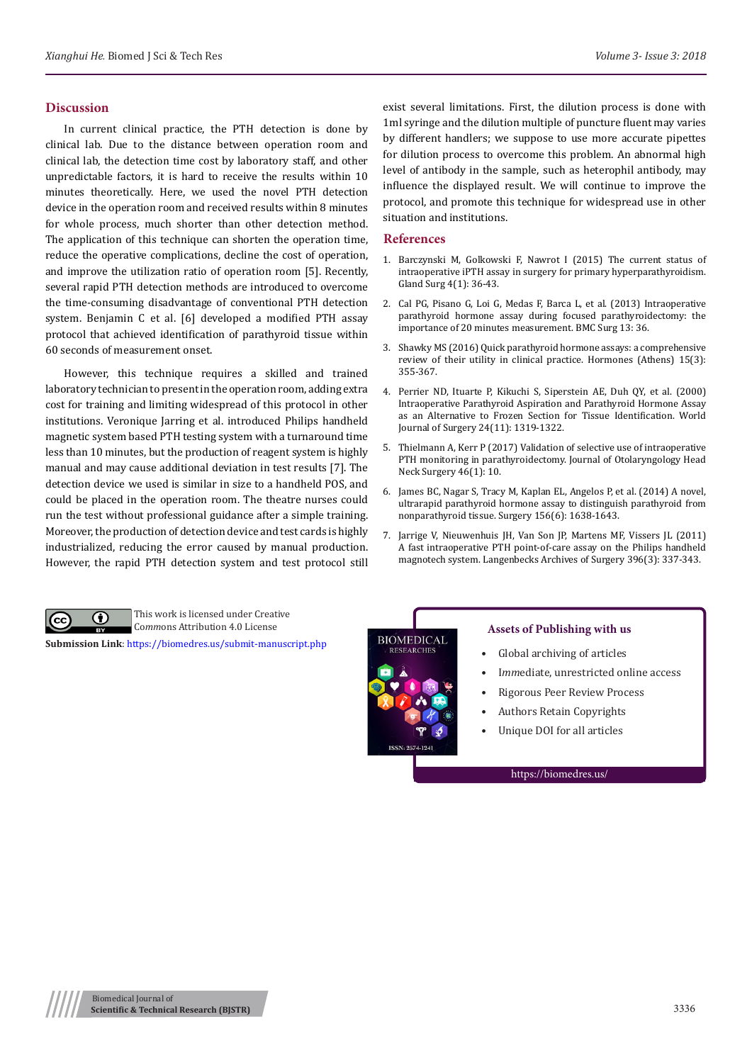## Discussion

In current clinical practice, the PTH detection is done by clinical lab. Due to the distance between operation room and clinical lab, the detection time cost by laboratory staff, and other unpredictable factors, it is hard to receive the results within 10 minutes theoretically. Here, we used the novel PTH detection device in the operation room and received results within 8 minutes for whole process, much shorter than other detection method. The application of this technique can shorten the operation time, reduce the operative complications, decline the cost of operation, and improve the utilization ratio of operation room [5]. Recently, several rapid PTH detection methods are introduced to overcome the time-consuming disadvantage of conventional PTH detection system. Benjamin C et al. [6] developed a modified PTH assay protocol that achieved identification of parathyroid tissue within 60 seconds of measurement onset.

However, this technique requires a skilled and trained laboratory technician to present in the operation room, adding extra cost for training and limiting widespread of this protocol in other institutions. Veronique Jarring et al. introduced Philips handheld magnetic system based PTH testing system with a turnaround time less than 10 minutes, but the production of reagent system is highly manual and may cause additional deviation in test results [7]. The detection device we used is similar in size to a handheld POS, and could be placed in the operation room. The theatre nurses could run the test without professional guidance after a simple training. Moreover, the production of detection device and test cards is highly industrialized, reducing the error caused by manual production. However, the rapid PTH detection system and test protocol still exist several limitations. First, the dilution process is done with 1ml syringe and the dilution multiple of puncture fluent may varies by different handlers; we suppose to use more accurate pipettes for dilution process to overcome this problem. An abnormal high level of antibody in the sample, such as heterophil antibody, may influence the displayed result. We will continue to improve the protocol, and promote this technique for widespread use in other situation and institutions.

## References

1. Barczynski M, Golkowski F, Nawrot I (2015) The current status of intraoperative iPTH assay in surgery for primary hyperparathyroidism. Gland Surg 4(1): 36-43.
2. Cal PG, Pisano G, Loi G, Medas F, Barca L, et al. (2013) Intraoperative parathyroid hormone assay during focused parathyroidectomy: the importance of 20 minutes measurement. BMC Surg 13: 36.
3. Shawky MS (2016) Quick parathyroid hormone assays: a comprehensive review of their utility in clinical practice. Hormones (Athens) 15(3): 355-367.
4. Perrier ND, Ituarte P, Kikuchi S, Siperstein AE, Duh QY, et al. (2000) Intraoperative Parathyroid Aspiration and Parathyroid Hormone Assay as an Alternative to Frozen Section for Tissue Identification. World Journal of Surgery 24(11): 1319-1322.
5. Thielmann A, Kerr P (2017) Validation of selective use of intraoperative PTH monitoring in parathyroidectomy. Journal of Otolaryngology Head Neck Surgery 46(1): 10.
6. James BC, Nagar S, Tracy M, Kaplan EL, Angelos P, et al. (2014) A novel, ultrarapid parathyroid hormone assay to distinguish parathyroid from nonparathyroid tissue. Surgery 156(6): 1638-1643.
7. Jarrige V, Nieuwenhuis JH, Van Son JP, Martens MF, Vissers JL (2011) A fast intraoperative PTH point-of-care assay on the Philips handheld magnotech system. Langenbecks Archives of Surgery 396(3): 337-343.

This work is licensed under Creative Commons Attribution 4.0 License

**Submission Link**: https://biomedres.us/submit-manuscript.php

### Assets of Publishing with us

- Global archiving of articles
- Immediate, unrestricted online access
- Rigorous Peer Review Process
- Authors Retain Copyrights
- Unique DOI for all articles

https://biomedres.us/